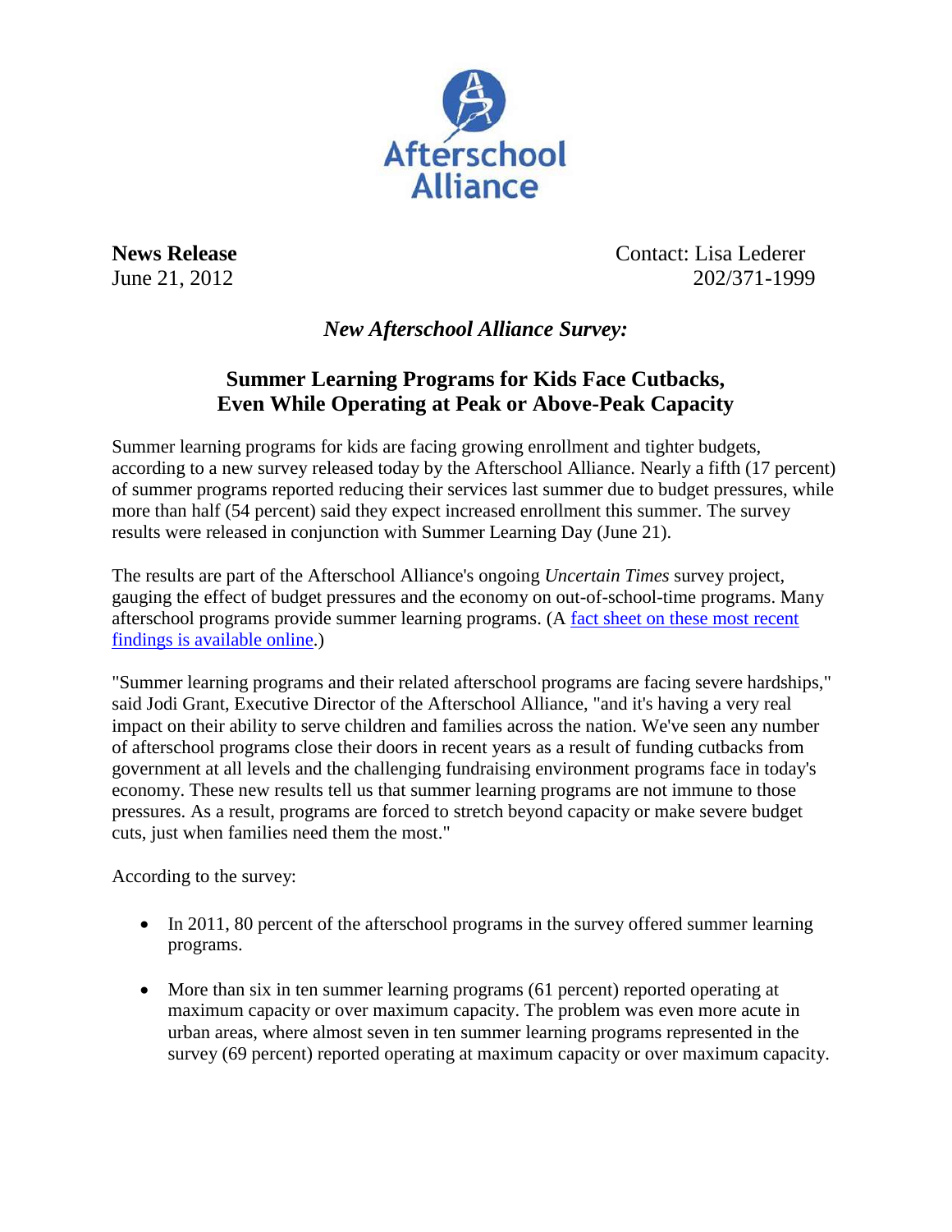Afterschool Alliance

**News Release**
June 21, 2012

Contact: Lisa Lederer
202/371-1999

## *New Afterschool Alliance Survey:*

## Summer Learning Programs for Kids Face Cutbacks, Even While Operating at Peak or Above-Peak Capacity

Summer learning programs for kids are facing growing enrollment and tighter budgets, according to a new survey released today by the Afterschool Alliance. Nearly a fifth (17 percent) of summer programs reported reducing their services last summer due to budget pressures, while more than half (54 percent) said they expect increased enrollment this summer. The survey results were released in conjunction with Summer Learning Day (June 21).

The results are part of the Afterschool Alliance's ongoing *Uncertain Times* survey project, gauging the effect of budget pressures and the economy on out-of-school-time programs. Many afterschool programs provide summer learning programs. (A fact sheet on these most recent findings is available online.)

"Summer learning programs and their related afterschool programs are facing severe hardships," said Jodi Grant, Executive Director of the Afterschool Alliance, "and it's having a very real impact on their ability to serve children and families across the nation. We've seen any number of afterschool programs close their doors in recent years as a result of funding cutbacks from government at all levels and the challenging fundraising environment programs face in today's economy. These new results tell us that summer learning programs are not immune to those pressures. As a result, programs are forced to stretch beyond capacity or make severe budget cuts, just when families need them the most."

According to the survey:

- In 2011, 80 percent of the afterschool programs in the survey offered summer learning programs.
- More than six in ten summer learning programs (61 percent) reported operating at maximum capacity or over maximum capacity. The problem was even more acute in urban areas, where almost seven in ten summer learning programs represented in the survey (69 percent) reported operating at maximum capacity or over maximum capacity.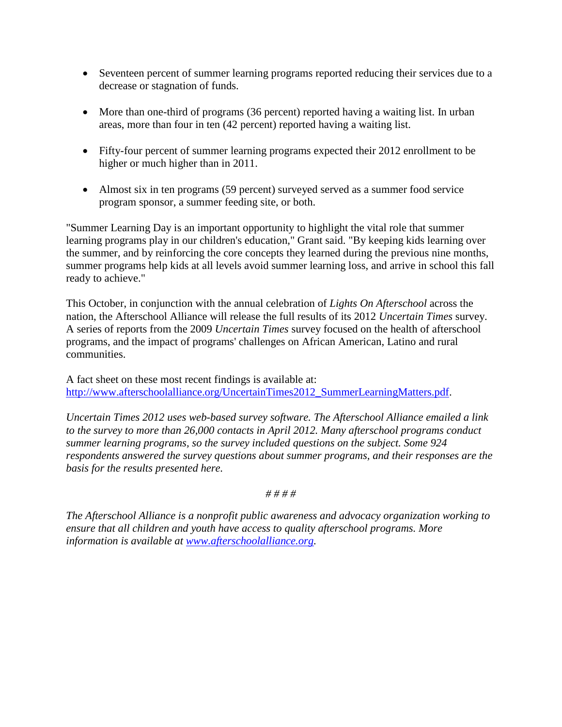- Seventeen percent of summer learning programs reported reducing their services due to a decrease or stagnation of funds.
- More than one-third of programs (36 percent) reported having a waiting list. In urban areas, more than four in ten (42 percent) reported having a waiting list.
- Fifty-four percent of summer learning programs expected their 2012 enrollment to be higher or much higher than in 2011.
- Almost six in ten programs (59 percent) surveyed served as a summer food service program sponsor, a summer feeding site, or both.

"Summer Learning Day is an important opportunity to highlight the vital role that summer learning programs play in our children's education," Grant said. "By keeping kids learning over the summer, and by reinforcing the core concepts they learned during the previous nine months, summer programs help kids at all levels avoid summer learning loss, and arrive in school this fall ready to achieve."

This October, in conjunction with the annual celebration of *Lights On Afterschool* across the nation, the Afterschool Alliance will release the full results of its 2012 *Uncertain Times* survey. A series of reports from the 2009 *Uncertain Times* survey focused on the health of afterschool programs, and the impact of programs' challenges on African American, Latino and rural communities.

A fact sheet on these most recent findings is available at: [http://www.afterschoolalliance.org/UncertainTimes2012_SummerLearningMatters.pdf](http://www.afterschoolalliance.org/UncertainTimes2012_SummerLearningMatters.pdf).

*Uncertain Times 2012 uses web-based survey software. The Afterschool Alliance emailed a link to the survey to more than 26,000 contacts in April 2012. Many afterschool programs conduct summer learning programs, so the survey included questions on the subject. Some 924 respondents answered the survey questions about summer programs, and their responses are the basis for the results presented here.*

*# # # #*

*The Afterschool Alliance is a nonprofit public awareness and advocacy organization working to ensure that all children and youth have access to quality afterschool programs. More information is available at [www.afterschoolalliance.org](http://www.afterschoolalliance.org).*